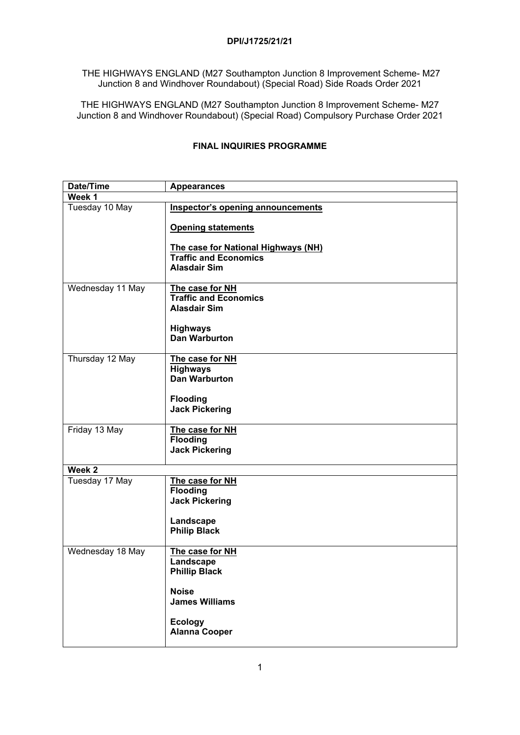**DPI/J1725/21/21**

THE HIGHWAYS ENGLAND (M27 Southampton Junction 8 Improvement Scheme- M27 Junction 8 and Windhover Roundabout) (Special Road) Side Roads Order 2021

THE HIGHWAYS ENGLAND (M27 Southampton Junction 8 Improvement Scheme- M27 Junction 8 and Windhover Roundabout) (Special Road) Compulsory Purchase Order 2021

## FINAL INQUIRIES PROGRAMME

| Date/Time | Appearances |
|---|---|
| **Week 1** | |
| Tuesday 10 May | **Inspector's opening announcements**<br><br>**Opening statements**<br><br>**The case for National Highways (NH)**<br>**Traffic and Economics**<br>**Alasdair Sim** |
| Wednesday 11 May | **The case for NH**<br>**Traffic and Economics**<br>**Alasdair Sim**<br><br>**Highways**<br>**Dan Warburton** |
| Thursday 12 May | **The case for NH**<br>**Highways**<br>**Dan Warburton**<br><br>**Flooding**<br>**Jack Pickering** |
| Friday 13 May | **The case for NH**<br>**Flooding**<br>**Jack Pickering** |
| **Week 2** | |
| Tuesday 17 May | **The case for NH**<br>**Flooding**<br>**Jack Pickering**<br><br>**Landscape**<br>**Philip Black** |
| Wednesday 18 May | **The case for NH**<br>**Landscape**<br>**Phillip Black**<br><br>**Noise**<br>**James Williams**<br><br>**Ecology**<br>**Alanna Cooper** |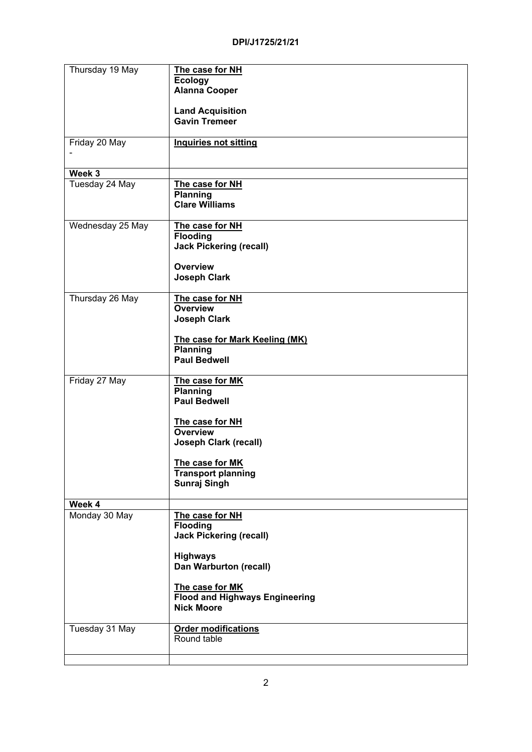| Thursday 19 May | **<u>The case for NH</u>**<br>**Ecology**<br>**Alanna Cooper**<br><br>**Land Acquisition**<br>**Gavin Tremeer** |
|---|---|
| Friday 20 May<br>- | **<u>Inquiries not sitting</u>** |
| **Week 3** | |
| Tuesday 24 May | **<u>The case for NH</u>**<br>**Planning**<br>**Clare Williams** |
| Wednesday 25 May | **<u>The case for NH</u>**<br>**Flooding**<br>**Jack Pickering (recall)**<br><br>**Overview**<br>**Joseph Clark** |
| Thursday 26 May | **<u>The case for NH</u>**<br>**Overview**<br>**Joseph Clark**<br><br>**<u>The case for Mark Keeling (MK)</u>**<br>**Planning**<br>**Paul Bedwell** |
| Friday 27 May | **<u>The case for MK</u>**<br>**Planning**<br>**Paul Bedwell**<br><br>**<u>The case for NH</u>**<br>**Overview**<br>**Joseph Clark (recall)**<br><br>**<u>The case for MK</u>**<br>**Transport planning**<br>**Sunraj Singh** |
| **Week 4** | |
| Monday 30 May | **<u>The case for NH</u>**<br>**Flooding**<br>**Jack Pickering (recall)**<br><br>**Highways**<br>**Dan Warburton (recall)**<br><br>**<u>The case for MK</u>**<br>**Flood and Highways Engineering**<br>**Nick Moore** |
| Tuesday 31 May | **<u>Order modifications</u>**<br>Round table |
| | |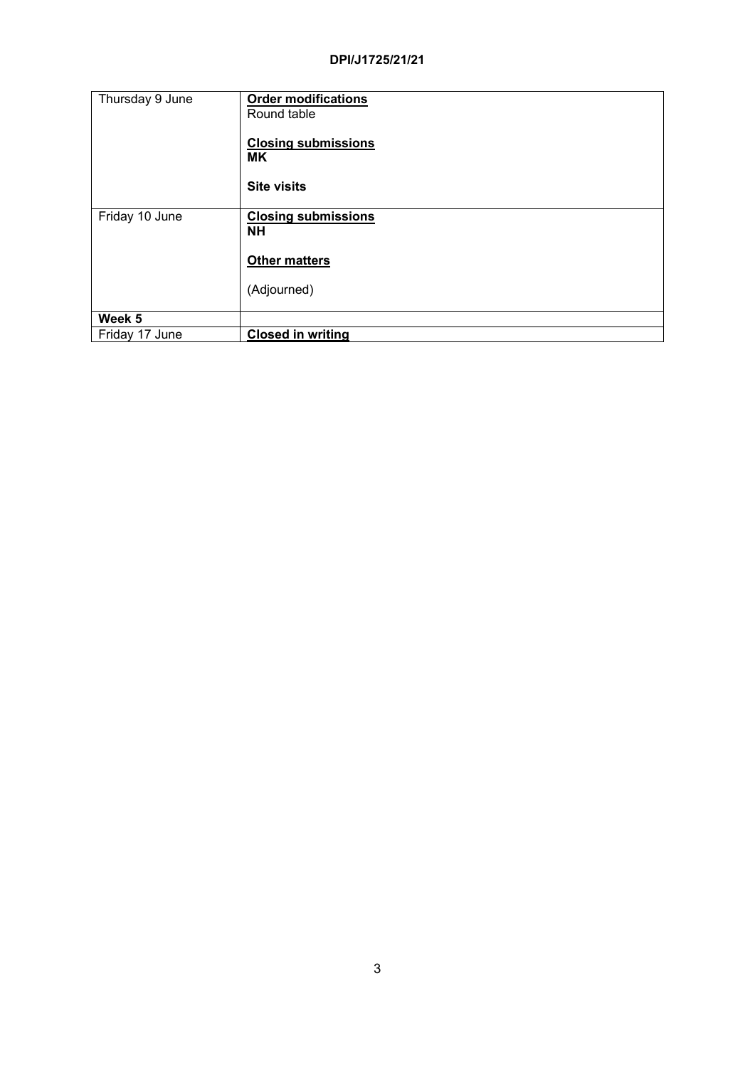| | |
|---|---|
| Thursday 9 June | **Order modifications**<br>Round table<br><br>**Closing submissions**<br>**MK**<br><br>**Site visits** |
| Friday 10 June | **Closing submissions**<br>**NH**<br><br>**Other matters**<br><br>(Adjourned) |
| **Week 5** | |
| Friday 17 June | **Closed in writing** |